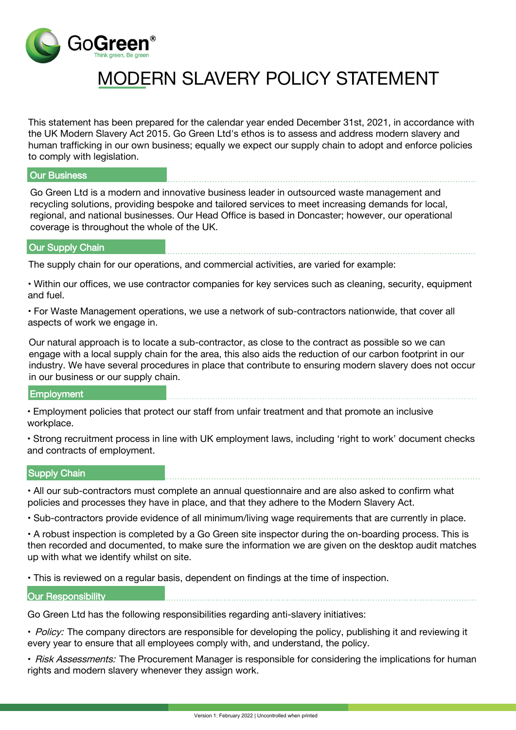GoGreen®
Think green, Be green

# MODERN SLAVERY POLICY STATEMENT

This statement has been prepared for the calendar year ended December 31st, 2021, in accordance with the UK Modern Slavery Act 2015. Go Green Ltd's ethos is to assess and address modern slavery and human trafficking in our own business; equally we expect our supply chain to adopt and enforce policies to comply with legislation.

## Our Business

Go Green Ltd is a modern and innovative business leader in outsourced waste management and recycling solutions, providing bespoke and tailored services to meet increasing demands for local, regional, and national businesses. Our Head Office is based in Doncaster; however, our operational coverage is throughout the whole of the UK.

## Our Supply Chain

The supply chain for our operations, and commercial activities, are varied for example:

- Within our offices, we use contractor companies for key services such as cleaning, security, equipment and fuel.
- For Waste Management operations, we use a network of sub-contractors nationwide, that cover all aspects of work we engage in.

Our natural approach is to locate a sub-contractor, as close to the contract as possible so we can engage with a local supply chain for the area, this also aids the reduction of our carbon footprint in our industry. We have several procedures in place that contribute to ensuring modern slavery does not occur in our business or our supply chain.

## Employment

- Employment policies that protect our staff from unfair treatment and that promote an inclusive workplace.
- Strong recruitment process in line with UK employment laws, including 'right to work' document checks and contracts of employment.

## Supply Chain

- All our sub-contractors must complete an annual questionnaire and are also asked to confirm what policies and processes they have in place, and that they adhere to the Modern Slavery Act.
- Sub-contractors provide evidence of all minimum/living wage requirements that are currently in place.
- A robust inspection is completed by a Go Green site inspector during the on-boarding process. This is then recorded and documented, to make sure the information we are given on the desktop audit matches up with what we identify whilst on site.
- This is reviewed on a regular basis, dependent on findings at the time of inspection.

## Our Responsibility

Go Green Ltd has the following responsibilities regarding anti-slavery initiatives:

- *Policy:* The company directors are responsible for developing the policy, publishing it and reviewing it every year to ensure that all employees comply with, and understand, the policy.
- *Risk Assessments:* The Procurement Manager is responsible for considering the implications for human rights and modern slavery whenever they assign work.

Version 1: February 2022 | Uncontrolled when printed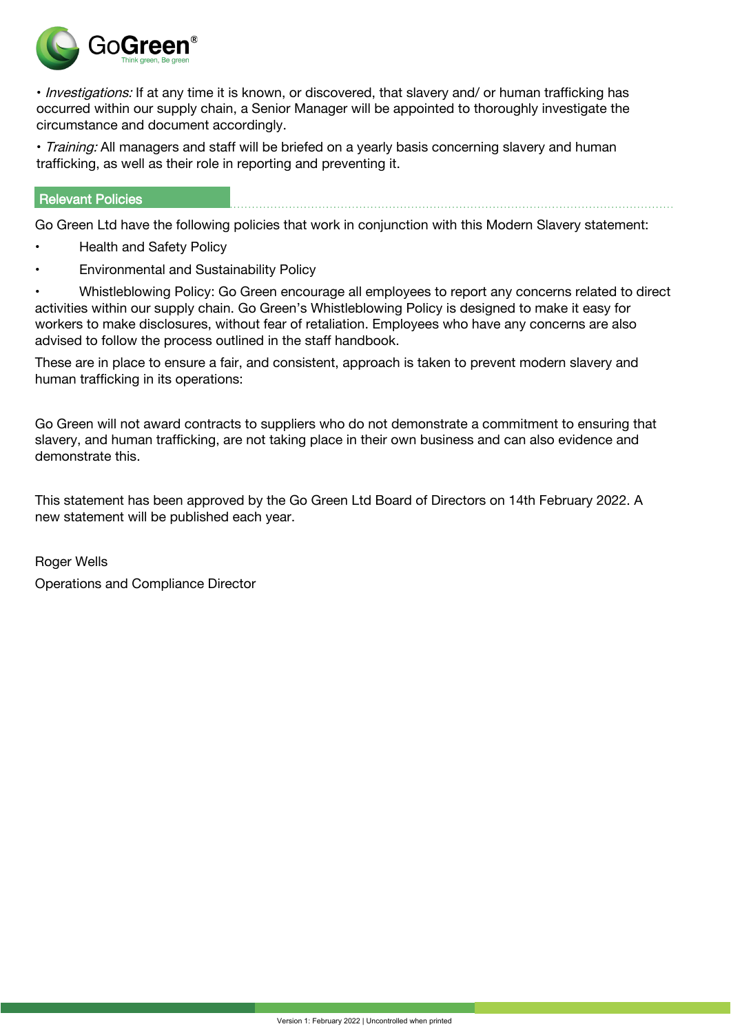• *Investigations:* If at any time it is known, or discovered, that slavery and/ or human trafficking has occurred within our supply chain, a Senior Manager will be appointed to thoroughly investigate the circumstance and document accordingly.

• *Training:* All managers and staff will be briefed on a yearly basis concerning slavery and human trafficking, as well as their role in reporting and preventing it.

## Relevant Policies

Go Green Ltd have the following policies that work in conjunction with this Modern Slavery statement:

- Health and Safety Policy
- Environmental and Sustainability Policy
- Whistleblowing Policy: Go Green encourage all employees to report any concerns related to direct activities within our supply chain. Go Green's Whistleblowing Policy is designed to make it easy for workers to make disclosures, without fear of retaliation. Employees who have any concerns are also advised to follow the process outlined in the staff handbook.

These are in place to ensure a fair, and consistent, approach is taken to prevent modern slavery and human trafficking in its operations:

Go Green will not award contracts to suppliers who do not demonstrate a commitment to ensuring that slavery, and human trafficking, are not taking place in their own business and can also evidence and demonstrate this.

This statement has been approved by the Go Green Ltd Board of Directors on 14th February 2022. A new statement will be published each year.

Roger Wells

Operations and Compliance Director

Version 1: February 2022 | Uncontrolled when printed